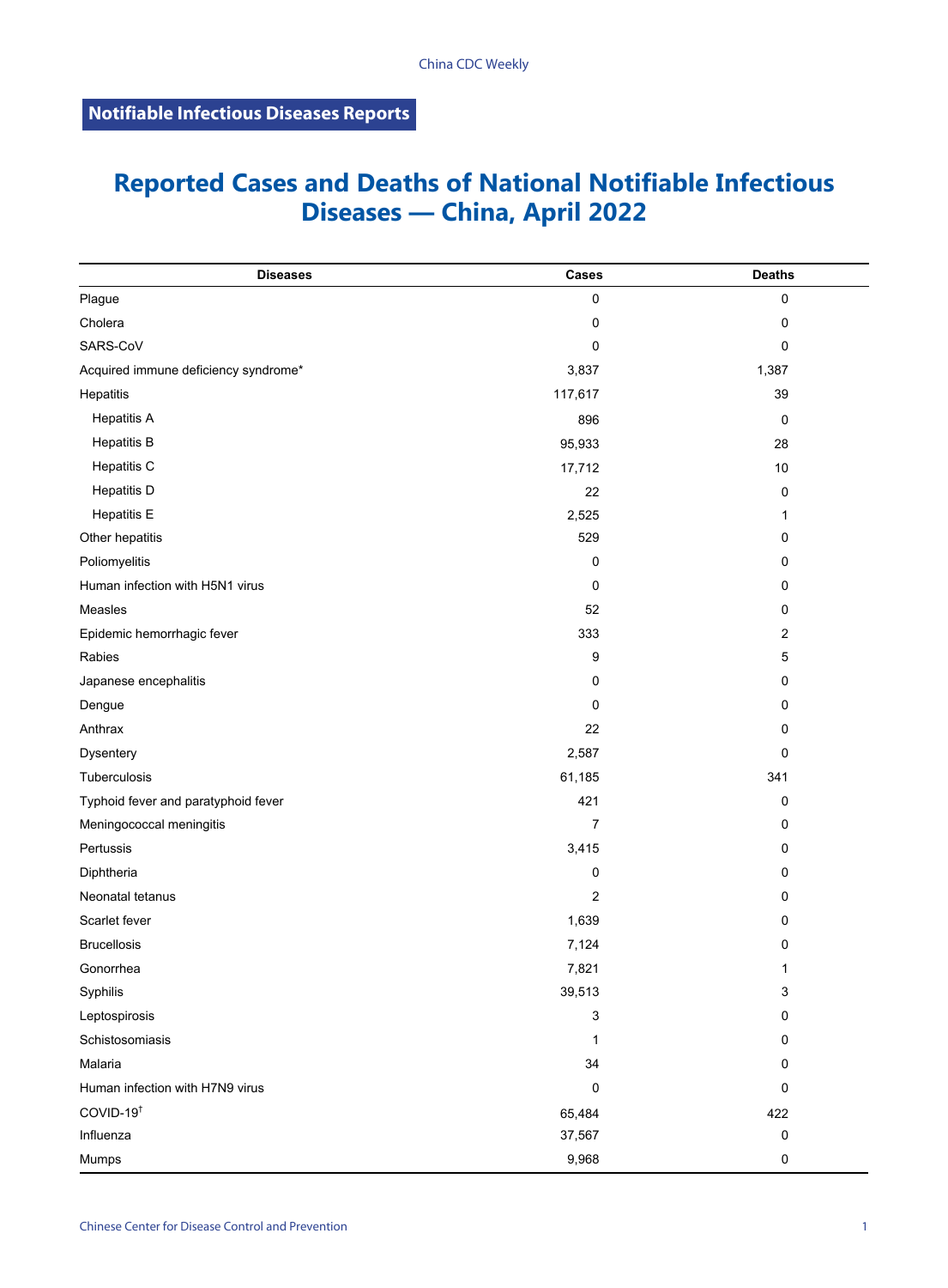**Notifiable Infectious Diseases Reports**

# Reported Cases and Deaths of National Notifiable Infectious Diseases — China, April 2022

| Diseases | Cases | Deaths |
|---|---|---|
| Plague | 0 | 0 |
| Cholera | 0 | 0 |
| SARS-CoV | 0 | 0 |
| Acquired immune deficiency syndrome* | 3,837 | 1,387 |
| Hepatitis | 117,617 | 39 |
| Hepatitis A | 896 | 0 |
| Hepatitis B | 95,933 | 28 |
| Hepatitis C | 17,712 | 10 |
| Hepatitis D | 22 | 0 |
| Hepatitis E | 2,525 | 1 |
| Other hepatitis | 529 | 0 |
| Poliomyelitis | 0 | 0 |
| Human infection with H5N1 virus | 0 | 0 |
| Measles | 52 | 0 |
| Epidemic hemorrhagic fever | 333 | 2 |
| Rabies | 9 | 5 |
| Japanese encephalitis | 0 | 0 |
| Dengue | 0 | 0 |
| Anthrax | 22 | 0 |
| Dysentery | 2,587 | 0 |
| Tuberculosis | 61,185 | 341 |
| Typhoid fever and paratyphoid fever | 421 | 0 |
| Meningococcal meningitis | 7 | 0 |
| Pertussis | 3,415 | 0 |
| Diphtheria | 0 | 0 |
| Neonatal tetanus | 2 | 0 |
| Scarlet fever | 1,639 | 0 |
| Brucellosis | 7,124 | 0 |
| Gonorrhea | 7,821 | 1 |
| Syphilis | 39,513 | 3 |
| Leptospirosis | 3 | 0 |
| Schistosomiasis | 1 | 0 |
| Malaria | 34 | 0 |
| Human infection with H7N9 virus | 0 | 0 |
| COVID-19† | 65,484 | 422 |
| Influenza | 37,567 | 0 |
| Mumps | 9,968 | 0 |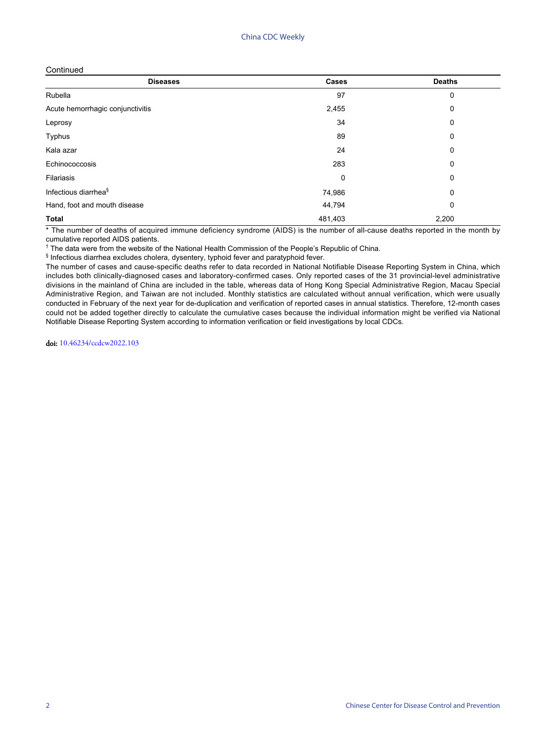Continued

| Diseases | Cases | Deaths |
|---|---|---|
| Rubella | 97 | 0 |
| Acute hemorrhagic conjunctivitis | 2,455 | 0 |
| Leprosy | 34 | 0 |
| Typhus | 89 | 0 |
| Kala azar | 24 | 0 |
| Echinococcosis | 283 | 0 |
| Filariasis | 0 | 0 |
| Infectious diarrhea[§] | 74,986 | 0 |
| Hand, foot and mouth disease | 44,794 | 0 |
| **Total** | 481,403 | 2,200 |

\* The number of deaths of acquired immune deficiency syndrome (AIDS) is the number of all-cause deaths reported in the month by cumulative reported AIDS patients.

[†] The data were from the website of the National Health Commission of the People's Republic of China.

[§] Infectious diarrhea excludes cholera, dysentery, typhoid fever and paratyphoid fever.

The number of cases and cause-specific deaths refer to data recorded in National Notifiable Disease Reporting System in China, which includes both clinically-diagnosed cases and laboratory-confirmed cases. Only reported cases of the 31 provincial-level administrative divisions in the mainland of China are included in the table, whereas data of Hong Kong Special Administrative Region, Macau Special Administrative Region, and Taiwan are not included. Monthly statistics are calculated without annual verification, which were usually conducted in February of the next year for de-duplication and verification of reported cases in annual statistics. Therefore, 12-month cases could not be added together directly to calculate the cumulative cases because the individual information might be verified via National Notifiable Disease Reporting System according to information verification or field investigations by local CDCs.

doi: 10.46234/ccdcw2022.103